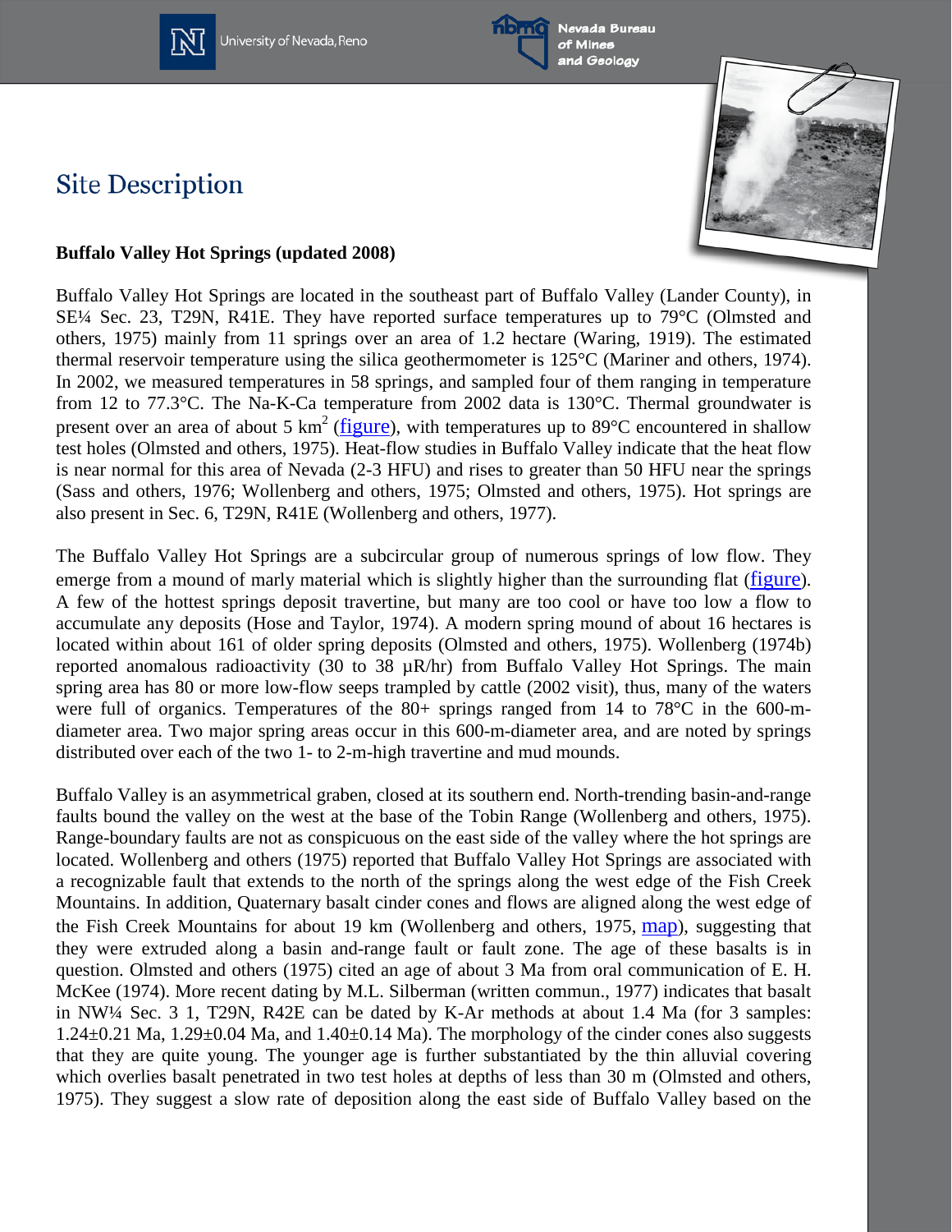# Site Description

**Buffalo Valley Hot Springs (updated 2008)**

Buffalo Valley Hot Springs are located in the southeast part of Buffalo Valley (Lander County), in SE¼ Sec. 23, T29N, R41E. They have reported surface temperatures up to 79°C (Olmsted and others, 1975) mainly from 11 springs over an area of 1.2 hectare (Waring, 1919). The estimated thermal reservoir temperature using the silica geothermometer is 125°C (Mariner and others, 1974). In 2002, we measured temperatures in 58 springs, and sampled four of them ranging in temperature from 12 to 77.3°C. The Na-K-Ca temperature from 2002 data is 130°C. Thermal groundwater is present over an area of about 5 $km^2$ (figure), with temperatures up to 89°C encountered in shallow test holes (Olmsted and others, 1975). Heat-flow studies in Buffalo Valley indicate that the heat flow is near normal for this area of Nevada (2-3 HFU) and rises to greater than 50 HFU near the springs (Sass and others, 1976; Wollenberg and others, 1975; Olmsted and others, 1975). Hot springs are also present in Sec. 6, T29N, R41E (Wollenberg and others, 1977).

The Buffalo Valley Hot Springs are a subcircular group of numerous springs of low flow. They emerge from a mound of marly material which is slightly higher than the surrounding flat (figure). A few of the hottest springs deposit travertine, but many are too cool or have too low a flow to accumulate any deposits (Hose and Taylor, 1974). A modern spring mound of about 16 hectares is located within about 161 of older spring deposits (Olmsted and others, 1975). Wollenberg (1974b) reported anomalous radioactivity (30 to 38 μR/hr) from Buffalo Valley Hot Springs. The main spring area has 80 or more low-flow seeps trampled by cattle (2002 visit), thus, many of the waters were full of organics. Temperatures of the 80+ springs ranged from 14 to 78°C in the 600-m-diameter area. Two major spring areas occur in this 600-m-diameter area, and are noted by springs distributed over each of the two 1- to 2-m-high travertine and mud mounds.

Buffalo Valley is an asymmetrical graben, closed at its southern end. North-trending basin-and-range faults bound the valley on the west at the base of the Tobin Range (Wollenberg and others, 1975). Range-boundary faults are not as conspicuous on the east side of the valley where the hot springs are located. Wollenberg and others (1975) reported that Buffalo Valley Hot Springs are associated with a recognizable fault that extends to the north of the springs along the west edge of the Fish Creek Mountains. In addition, Quaternary basalt cinder cones and flows are aligned along the west edge of the Fish Creek Mountains for about 19 km (Wollenberg and others, 1975, map), suggesting that they were extruded along a basin and-range fault or fault zone. The age of these basalts is in question. Olmsted and others (1975) cited an age of about 3 Ma from oral communication of E. H. McKee (1974). More recent dating by M.L. Silberman (written commun., 1977) indicates that basalt in NW¼ Sec. 3 1, T29N, R42E can be dated by K-Ar methods at about 1.4 Ma (for 3 samples: 1.24±0.21 Ma, 1.29±0.04 Ma, and 1.40±0.14 Ma). The morphology of the cinder cones also suggests that they are quite young. The younger age is further substantiated by the thin alluvial covering which overlies basalt penetrated in two test holes at depths of less than 30 m (Olmsted and others, 1975). They suggest a slow rate of deposition along the east side of Buffalo Valley based on the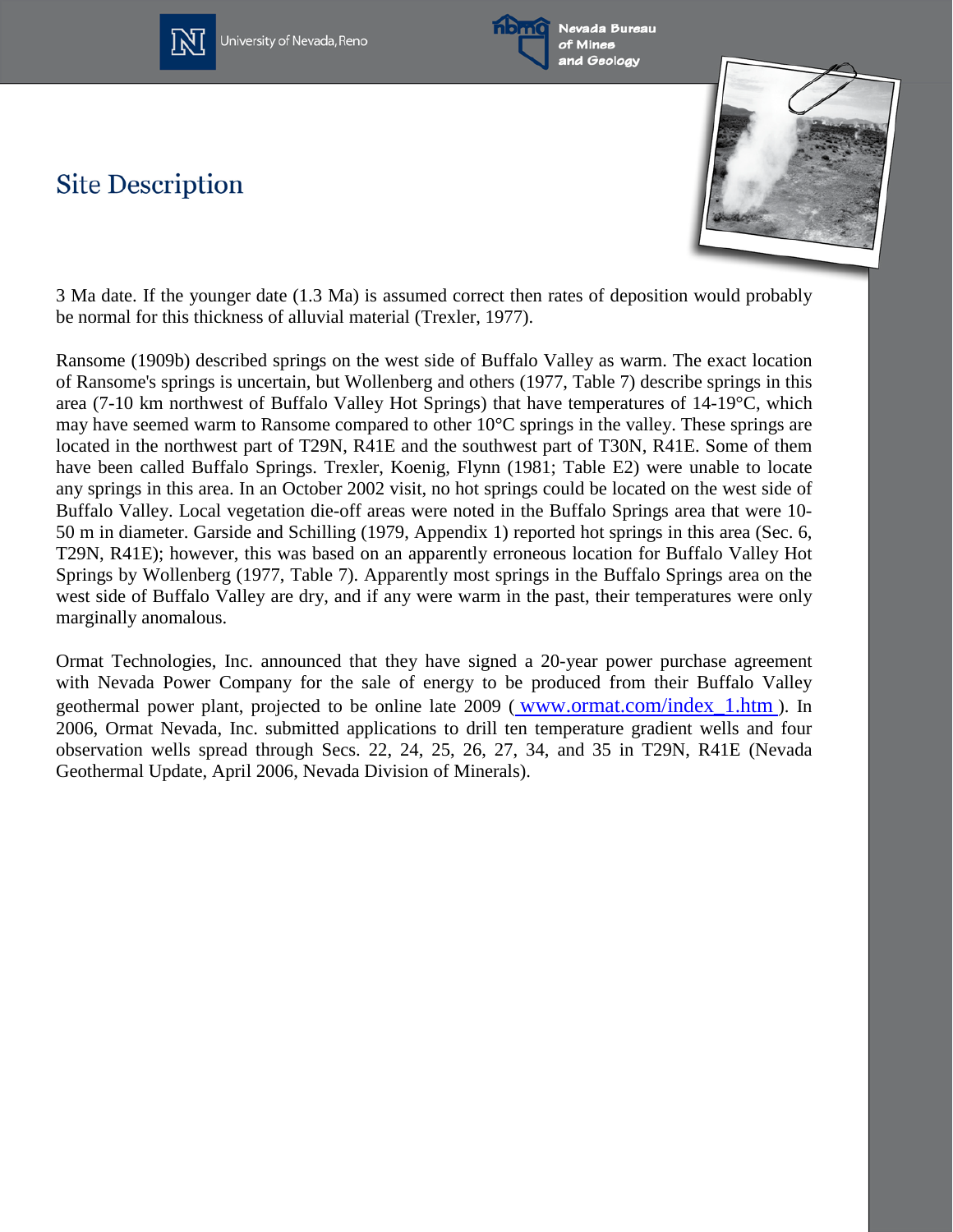## Site Description

3 Ma date. If the younger date (1.3 Ma) is assumed correct then rates of deposition would probably be normal for this thickness of alluvial material (Trexler, 1977).

Ransome (1909b) described springs on the west side of Buffalo Valley as warm. The exact location of Ransome's springs is uncertain, but Wollenberg and others (1977, Table 7) describe springs in this area (7-10 km northwest of Buffalo Valley Hot Springs) that have temperatures of 14-19°C, which may have seemed warm to Ransome compared to other 10°C springs in the valley. These springs are located in the northwest part of T29N, R41E and the southwest part of T30N, R41E. Some of them have been called Buffalo Springs. Trexler, Koenig, Flynn (1981; Table E2) were unable to locate any springs in this area. In an October 2002 visit, no hot springs could be located on the west side of Buffalo Valley. Local vegetation die-off areas were noted in the Buffalo Springs area that were 10-50 m in diameter. Garside and Schilling (1979, Appendix 1) reported hot springs in this area (Sec. 6, T29N, R41E); however, this was based on an apparently erroneous location for Buffalo Valley Hot Springs by Wollenberg (1977, Table 7). Apparently most springs in the Buffalo Springs area on the west side of Buffalo Valley are dry, and if any were warm in the past, their temperatures were only marginally anomalous.

Ormat Technologies, Inc. announced that they have signed a 20-year power purchase agreement with Nevada Power Company for the sale of energy to be produced from their Buffalo Valley geothermal power plant, projected to be online late 2009 (www.ormat.com/index_1.htm). In 2006, Ormat Nevada, Inc. submitted applications to drill ten temperature gradient wells and four observation wells spread through Secs. 22, 24, 25, 26, 27, 34, and 35 in T29N, R41E (Nevada Geothermal Update, April 2006, Nevada Division of Minerals).